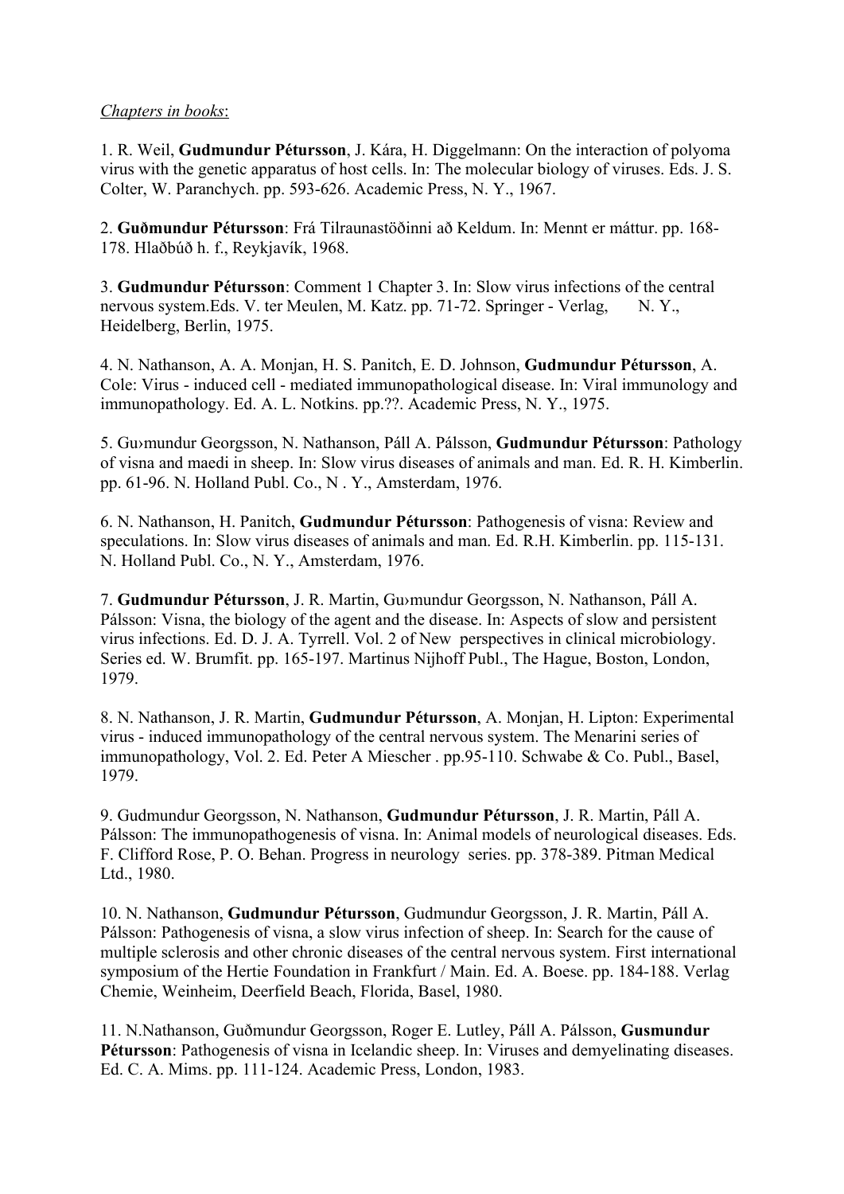*Chapters in books*:

1. R. Weil, **Gudmundur Pétursson**, J. Kára, H. Diggelmann: On the interaction of polyoma virus with the genetic apparatus of host cells. In: The molecular biology of viruses. Eds. J. S. Colter, W. Paranchych. pp. 593-626. Academic Press, N. Y., 1967.

2. **Guðmundur Pétursson**: Frá Tilraunastöðinni að Keldum. In: Mennt er máttur. pp. 168-178. Hlaðbúð h. f., Reykjavík, 1968.

3. **Gudmundur Pétursson**: Comment 1 Chapter 3. In: Slow virus infections of the central nervous system.Eds. V. ter Meulen, M. Katz. pp. 71-72. Springer - Verlag, N. Y., Heidelberg, Berlin, 1975.

4. N. Nathanson, A. A. Monjan, H. S. Panitch, E. D. Johnson, **Gudmundur Pétursson**, A. Cole: Virus - induced cell - mediated immunopathological disease. In: Viral immunology and immunopathology. Ed. A. L. Notkins. pp.??. Academic Press, N. Y., 1975.

5. Gu›mundur Georgsson, N. Nathanson, Páll A. Pálsson, **Gudmundur Pétursson**: Pathology of visna and maedi in sheep. In: Slow virus diseases of animals and man. Ed. R. H. Kimberlin. pp. 61-96. N. Holland Publ. Co., N . Y., Amsterdam, 1976.

6. N. Nathanson, H. Panitch, **Gudmundur Pétursson**: Pathogenesis of visna: Review and speculations. In: Slow virus diseases of animals and man. Ed. R.H. Kimberlin. pp. 115-131. N. Holland Publ. Co., N. Y., Amsterdam, 1976.

7. **Gudmundur Pétursson**, J. R. Martin, Gu›mundur Georgsson, N. Nathanson, Páll A. Pálsson: Visna, the biology of the agent and the disease. In: Aspects of slow and persistent virus infections. Ed. D. J. A. Tyrrell. Vol. 2 of New perspectives in clinical microbiology. Series ed. W. Brumfit. pp. 165-197. Martinus Nijhoff Publ., The Hague, Boston, London, 1979.

8. N. Nathanson, J. R. Martin, **Gudmundur Pétursson**, A. Monjan, H. Lipton: Experimental virus - induced immunopathology of the central nervous system. The Menarini series of immunopathology, Vol. 2. Ed. Peter A Miescher . pp.95-110. Schwabe & Co. Publ., Basel, 1979.

9. Gudmundur Georgsson, N. Nathanson, **Gudmundur Pétursson**, J. R. Martin, Páll A. Pálsson: The immunopathogenesis of visna. In: Animal models of neurological diseases. Eds. F. Clifford Rose, P. O. Behan. Progress in neurology series. pp. 378-389. Pitman Medical Ltd., 1980.

10. N. Nathanson, **Gudmundur Pétursson**, Gudmundur Georgsson, J. R. Martin, Páll A. Pálsson: Pathogenesis of visna, a slow virus infection of sheep. In: Search for the cause of multiple sclerosis and other chronic diseases of the central nervous system. First international symposium of the Hertie Foundation in Frankfurt / Main. Ed. A. Boese. pp. 184-188. Verlag Chemie, Weinheim, Deerfield Beach, Florida, Basel, 1980.

11. N.Nathanson, Guðmundur Georgsson, Roger E. Lutley, Páll A. Pálsson, **Gusmundur Pétursson**: Pathogenesis of visna in Icelandic sheep. In: Viruses and demyelinating diseases. Ed. C. A. Mims. pp. 111-124. Academic Press, London, 1983.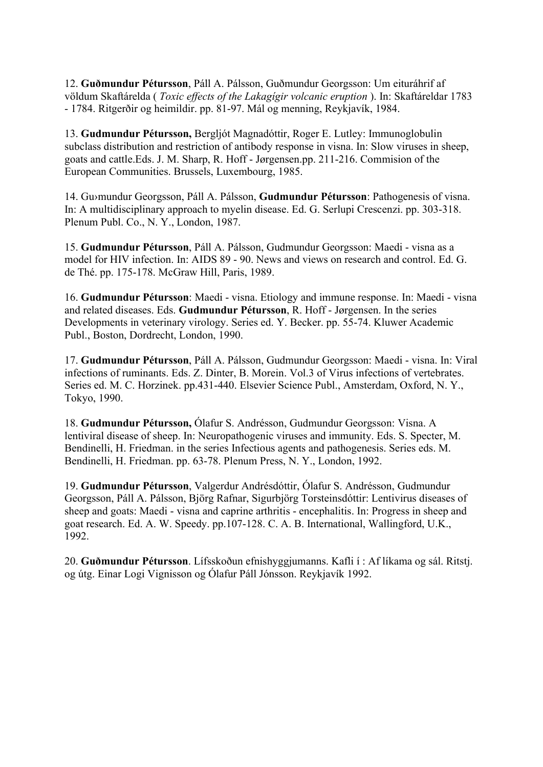12. **Guðmundur Pétursson**, Páll A. Pálsson, Guðmundur Georgsson: Um eituráhrif af völdum Skaftárelda ( *Toxic effects of the Lakagígir volcanic eruption* ). In: Skaftáreldar 1783 - 1784. Ritgerðir og heimildir. pp. 81-97. Mál og menning, Reykjavík, 1984.

13. **Gudmundur Pétursson,** Bergljót Magnadóttir, Roger E. Lutley: Immunoglobulin subclass distribution and restriction of antibody response in visna. In: Slow viruses in sheep, goats and cattle.Eds. J. M. Sharp, R. Hoff - Jørgensen.pp. 211-216. Commision of the European Communities. Brussels, Luxembourg, 1985.

14. Gu›mundur Georgsson, Páll A. Pálsson, **Gudmundur Pétursson**: Pathogenesis of visna. In: A multidisciplinary approach to myelin disease. Ed. G. Serlupi Crescenzi. pp. 303-318. Plenum Publ. Co., N. Y., London, 1987.

15. **Gudmundur Pétursson**, Páll A. Pálsson, Gudmundur Georgsson: Maedi - visna as a model for HIV infection. In: AIDS 89 - 90. News and views on research and control. Ed. G. de Thé. pp. 175-178. McGraw Hill, Paris, 1989.

16. **Gudmundur Pétursson**: Maedi - visna. Etiology and immune response. In: Maedi - visna and related diseases. Eds. **Gudmundur Pétursson**, R. Hoff - Jørgensen. In the series Developments in veterinary virology. Series ed. Y. Becker. pp. 55-74. Kluwer Academic Publ., Boston, Dordrecht, London, 1990.

17. **Gudmundur Pétursson**, Páll A. Pálsson, Gudmundur Georgsson: Maedi - visna. In: Viral infections of ruminants. Eds. Z. Dinter, B. Morein. Vol.3 of Virus infections of vertebrates. Series ed. M. C. Horzinek. pp.431-440. Elsevier Science Publ., Amsterdam, Oxford, N. Y., Tokyo, 1990.

18. **Gudmundur Pétursson,** Ólafur S. Andrésson, Gudmundur Georgsson: Visna. A lentiviral disease of sheep. In: Neuropathogenic viruses and immunity. Eds. S. Specter, M. Bendinelli, H. Friedman. in the series Infectious agents and pathogenesis. Series eds. M. Bendinelli, H. Friedman. pp. 63-78. Plenum Press, N. Y., London, 1992.

19. **Gudmundur Pétursson**, Valgerdur Andrésdóttir, Ólafur S. Andrésson, Gudmundur Georgsson, Páll A. Pálsson, Björg Rafnar, Sigurbjörg Torsteinsdóttir: Lentivirus diseases of sheep and goats: Maedi - visna and caprine arthritis - encephalitis. In: Progress in sheep and goat research. Ed. A. W. Speedy. pp.107-128. C. A. B. International, Wallingford, U.K., 1992.

20. **Guðmundur Pétursson**. Lífsskoðun efnishyggjumanns. Kafli í : Af líkama og sál. Ritstj. og útg. Einar Logi Vignisson og Ólafur Páll Jónsson. Reykjavík 1992.